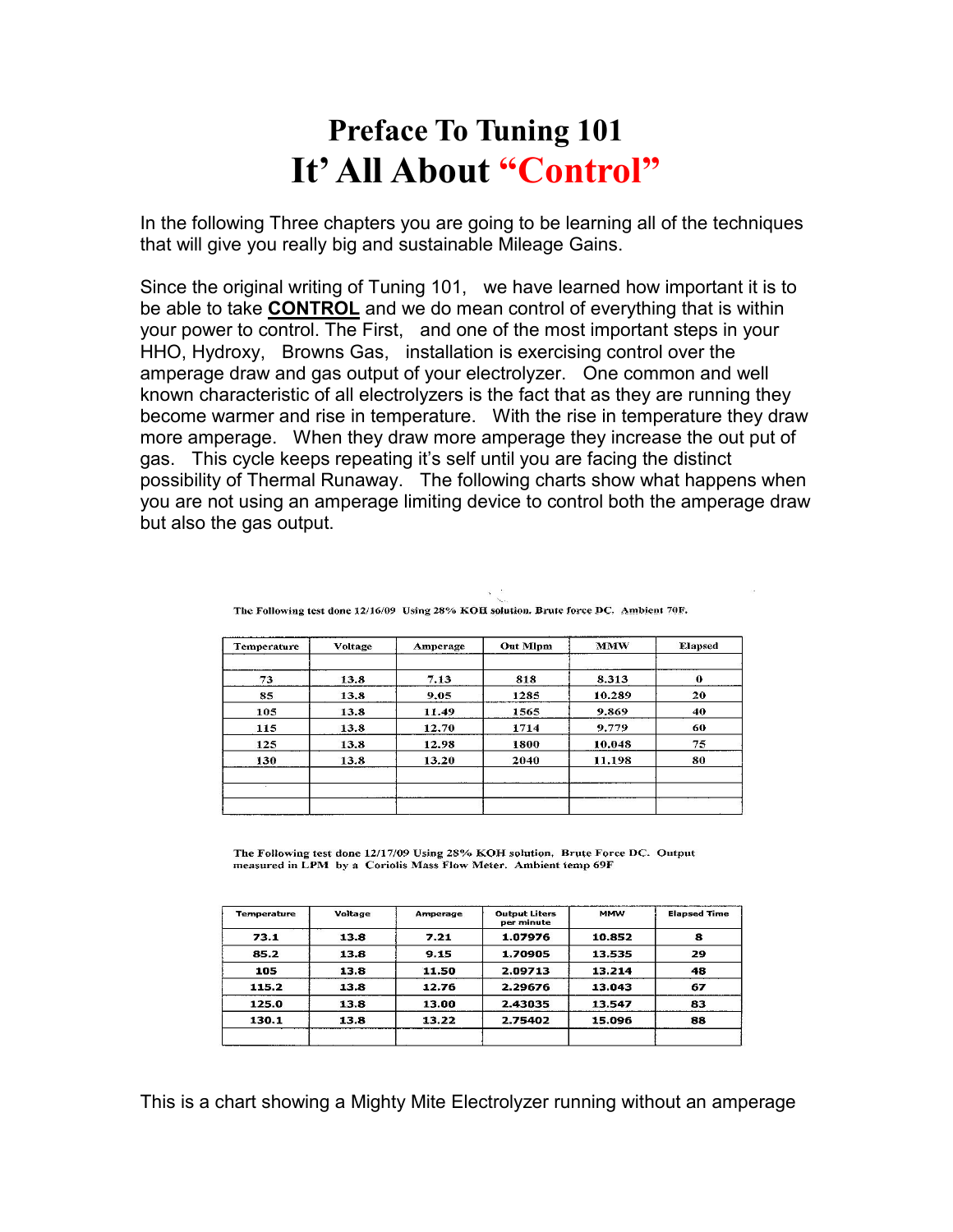# Preface To Tuning 101
# It' All About "Control"

In the following Three chapters you are going to be learning all of the techniques that will give you really big and sustainable Mileage Gains.

Since the original writing of Tuning 101, we have learned how important it is to be able to take **CONTROL** and we do mean control of everything that is within your power to control. The First, and one of the most important steps in your HHO, Hydroxy, Browns Gas, installation is exercising control over the amperage draw and gas output of your electrolyzer. One common and well known characteristic of all electrolyzers is the fact that as they are running they become warmer and rise in temperature. With the rise in temperature they draw more amperage. When they draw more amperage they increase the out put of gas. This cycle keeps repeating it's self until you are facing the distinct possibility of Thermal Runaway. The following charts show what happens when you are not using an amperage limiting device to control both the amperage draw but also the gas output.

The Following test done 12/16/09 Using 28% KOH solution. Brute force DC. Ambient 70F.

| Temperature | Voltage | Amperage | Out Mlpm | MMW | Elapsed |
|---|---|---|---|---|---|
| | | | | | |
| 73 | 13.8 | 7.13 | 818 | 8.313 | 0 |
| 85 | 13.8 | 9.05 | 1285 | 10.289 | 20 |
| 105 | 13.8 | 11.49 | 1565 | 9.869 | 40 |
| 115 | 13.8 | 12.70 | 1714 | 9.779 | 60 |
| 125 | 13.8 | 12.98 | 1800 | 10.048 | 75 |
| 130 | 13.8 | 13.20 | 2040 | 11.198 | 80 |
| | | | | | |
| | | | | | |
| | | | | | |

The Following test done 12/17/09 Using 28% KOH solution, Brute Force DC. Output measured in LPM by a Coriolis Mass Flow Meter. Ambient temp 69F

| Temperature | Voltage | Amperage | Output Liters per minute | MMW | Elapsed Time |
|---|---|---|---|---|---|
| 73.1 | 13.8 | 7.21 | 1.07976 | 10.852 | 8 |
| 85.2 | 13.8 | 9.15 | 1.70905 | 13.535 | 29 |
| 105 | 13.8 | 11.50 | 2.09713 | 13.214 | 48 |
| 115.2 | 13.8 | 12.76 | 2.29676 | 13.043 | 67 |
| 125.0 | 13.8 | 13.00 | 2.43035 | 13.547 | 83 |
| 130.1 | 13.8 | 13.22 | 2.75402 | 15.096 | 88 |
| | | | | | |

This is a chart showing a Mighty Mite Electrolyzer running without an amperage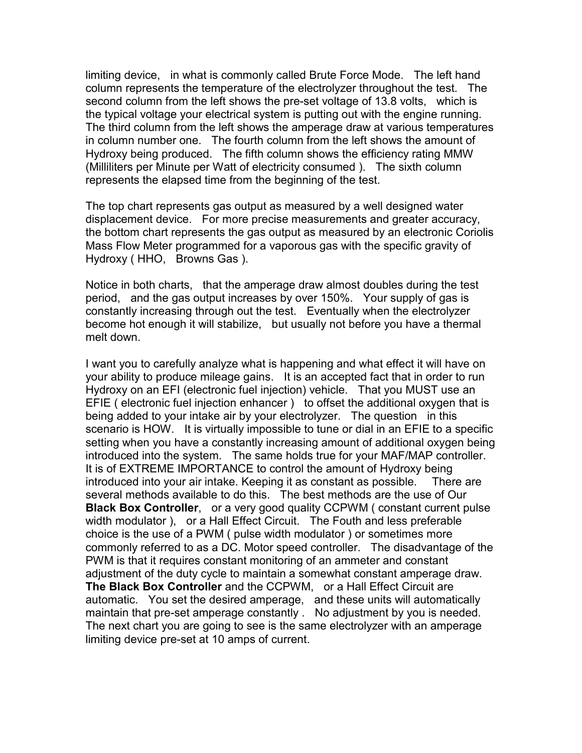limiting device, in what is commonly called Brute Force Mode. The left hand column represents the temperature of the electrolyzer throughout the test. The second column from the left shows the pre-set voltage of 13.8 volts, which is the typical voltage your electrical system is putting out with the engine running. The third column from the left shows the amperage draw at various temperatures in column number one. The fourth column from the left shows the amount of Hydroxy being produced. The fifth column shows the efficiency rating MMW (Milliliters per Minute per Watt of electricity consumed ). The sixth column represents the elapsed time from the beginning of the test.

The top chart represents gas output as measured by a well designed water displacement device. For more precise measurements and greater accuracy, the bottom chart represents the gas output as measured by an electronic Coriolis Mass Flow Meter programmed for a vaporous gas with the specific gravity of Hydroxy ( HHO, Browns Gas ).

Notice in both charts, that the amperage draw almost doubles during the test period, and the gas output increases by over 150%. Your supply of gas is constantly increasing through out the test. Eventually when the electrolyzer become hot enough it will stabilize, but usually not before you have a thermal melt down.

I want you to carefully analyze what is happening and what effect it will have on your ability to produce mileage gains. It is an accepted fact that in order to run Hydroxy on an EFI (electronic fuel injection) vehicle. That you MUST use an EFIE ( electronic fuel injection enhancer ) to offset the additional oxygen that is being added to your intake air by your electrolyzer. The question in this scenario is HOW. It is virtually impossible to tune or dial in an EFIE to a specific setting when you have a constantly increasing amount of additional oxygen being introduced into the system. The same holds true for your MAF/MAP controller. It is of EXTREME IMPORTANCE to control the amount of Hydroxy being introduced into your air intake. Keeping it as constant as possible. There are several methods available to do this. The best methods are the use of Our **Black Box Controller**, or a very good quality CCPWM ( constant current pulse width modulator ), or a Hall Effect Circuit. The Fouth and less preferable choice is the use of a PWM ( pulse width modulator ) or sometimes more commonly referred to as a DC. Motor speed controller. The disadvantage of the PWM is that it requires constant monitoring of an ammeter and constant adjustment of the duty cycle to maintain a somewhat constant amperage draw. **The Black Box Controller** and the CCPWM, or a Hall Effect Circuit are automatic. You set the desired amperage, and these units will automatically maintain that pre-set amperage constantly . No adjustment by you is needed. The next chart you are going to see is the same electrolyzer with an amperage limiting device pre-set at 10 amps of current.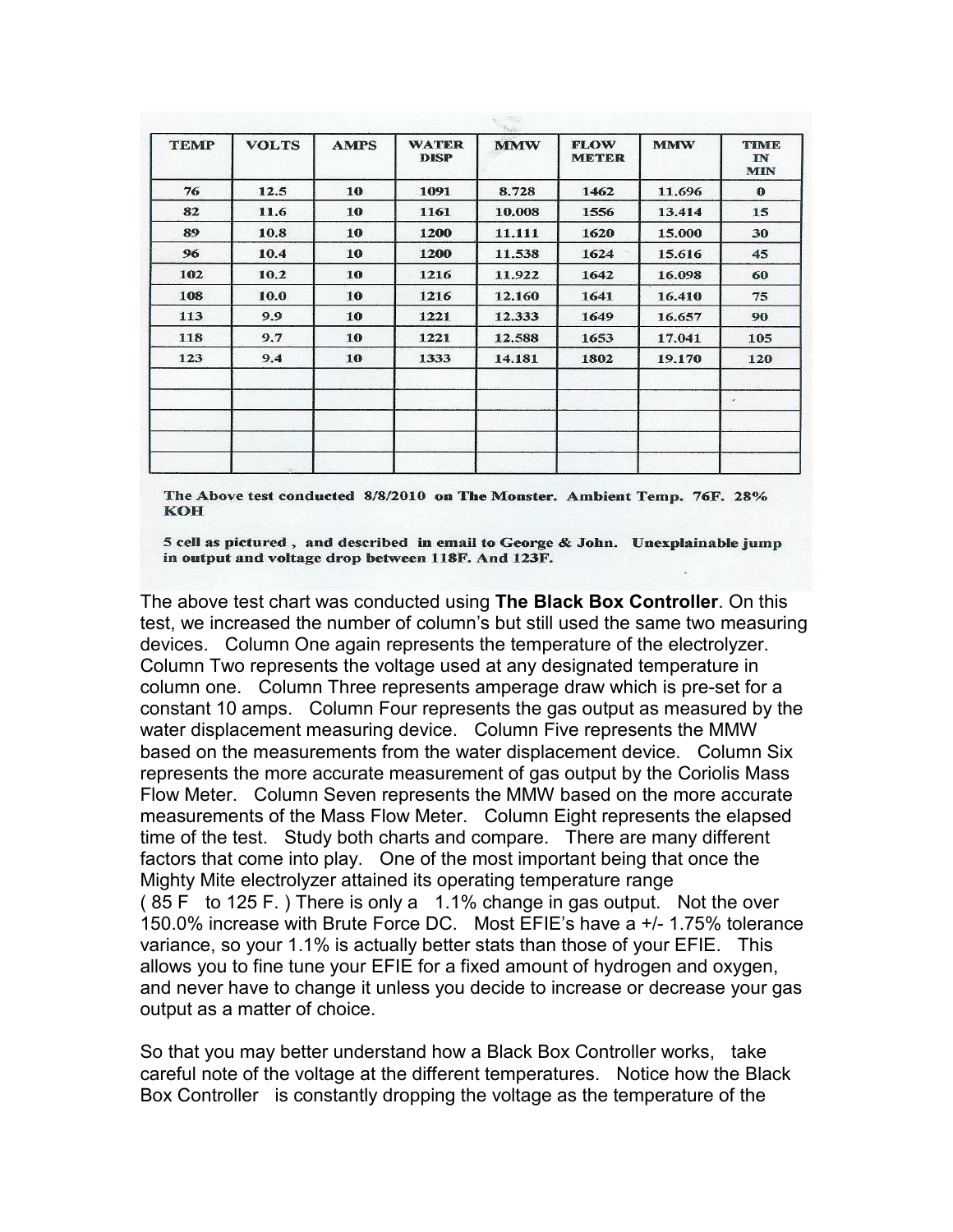| TEMP | VOLTS | AMPS | WATER DISP | MMW | FLOW METER | MMW | TIME IN MIN |
|---|---|---|---|---|---|---|---|
| 76 | 12.5 | 10 | 1091 | 8.728 | 1462 | 11.696 | 0 |
| 82 | 11.6 | 10 | 1161 | 10.008 | 1556 | 13.414 | 15 |
| 89 | 10.8 | 10 | 1200 | 11.111 | 1620 | 15.000 | 30 |
| 96 | 10.4 | 10 | 1200 | 11.538 | 1624 | 15.616 | 45 |
| 102 | 10.2 | 10 | 1216 | 11.922 | 1642 | 16.098 | 60 |
| 108 | 10.0 | 10 | 1216 | 12.160 | 1641 | 16.410 | 75 |
| 113 | 9.9 | 10 | 1221 | 12.333 | 1649 | 16.657 | 90 |
| 118 | 9.7 | 10 | 1221 | 12.588 | 1653 | 17.041 | 105 |
| 123 | 9.4 | 10 | 1333 | 14.181 | 1802 | 19.170 | 120 |
| | | | | | | | |
| | | | | | | | |
| | | | | | | | |
| | | | | | | | |
| | | | | | | | |

**The Above test conducted 8/8/2010 on The Monster. Ambient Temp. 76F. 28% KOH**

**5 cell as pictured , and described in email to George & John. Unexplainable jump in output and voltage drop between 118F. And 123F.**

The above test chart was conducted using **The Black Box Controller**. On this test, we increased the number of column's but still used the same two measuring devices. Column One again represents the temperature of the electrolyzer. Column Two represents the voltage used at any designated temperature in column one. Column Three represents amperage draw which is pre-set for a constant 10 amps. Column Four represents the gas output as measured by the water displacement measuring device. Column Five represents the MMW based on the measurements from the water displacement device. Column Six represents the more accurate measurement of gas output by the Coriolis Mass Flow Meter. Column Seven represents the MMW based on the more accurate measurements of the Mass Flow Meter. Column Eight represents the elapsed time of the test. Study both charts and compare. There are many different factors that come into play. One of the most important being that once the Mighty Mite electrolyzer attained its operating temperature range ( 85 F to 125 F. ) There is only a 1.1% change in gas output. Not the over 150.0% increase with Brute Force DC. Most EFIE's have a +/- 1.75% tolerance variance, so your 1.1% is actually better stats than those of your EFIE. This allows you to fine tune your EFIE for a fixed amount of hydrogen and oxygen, and never have to change it unless you decide to increase or decrease your gas output as a matter of choice.

So that you may better understand how a Black Box Controller works, take careful note of the voltage at the different temperatures. Notice how the Black Box Controller is constantly dropping the voltage as the temperature of the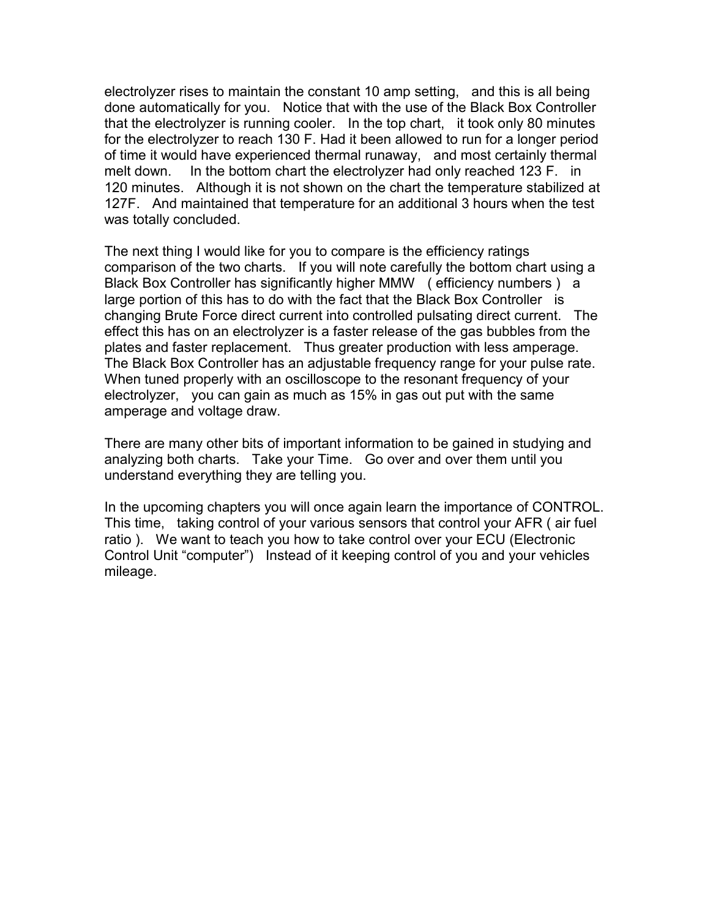electrolyzer rises to maintain the constant 10 amp setting, and this is all being done automatically for you. Notice that with the use of the Black Box Controller that the electrolyzer is running cooler. In the top chart, it took only 80 minutes for the electrolyzer to reach 130 F. Had it been allowed to run for a longer period of time it would have experienced thermal runaway, and most certainly thermal melt down. In the bottom chart the electrolyzer had only reached 123 F. in 120 minutes. Although it is not shown on the chart the temperature stabilized at 127F. And maintained that temperature for an additional 3 hours when the test was totally concluded.

The next thing I would like for you to compare is the efficiency ratings comparison of the two charts. If you will note carefully the bottom chart using a Black Box Controller has significantly higher MMW ( efficiency numbers ) a large portion of this has to do with the fact that the Black Box Controller is changing Brute Force direct current into controlled pulsating direct current. The effect this has on an electrolyzer is a faster release of the gas bubbles from the plates and faster replacement. Thus greater production with less amperage. The Black Box Controller has an adjustable frequency range for your pulse rate. When tuned properly with an oscilloscope to the resonant frequency of your electrolyzer, you can gain as much as 15% in gas out put with the same amperage and voltage draw.

There are many other bits of important information to be gained in studying and analyzing both charts. Take your Time. Go over and over them until you understand everything they are telling you.

In the upcoming chapters you will once again learn the importance of CONTROL. This time, taking control of your various sensors that control your AFR ( air fuel ratio ). We want to teach you how to take control over your ECU (Electronic Control Unit “computer”) Instead of it keeping control of you and your vehicles mileage.